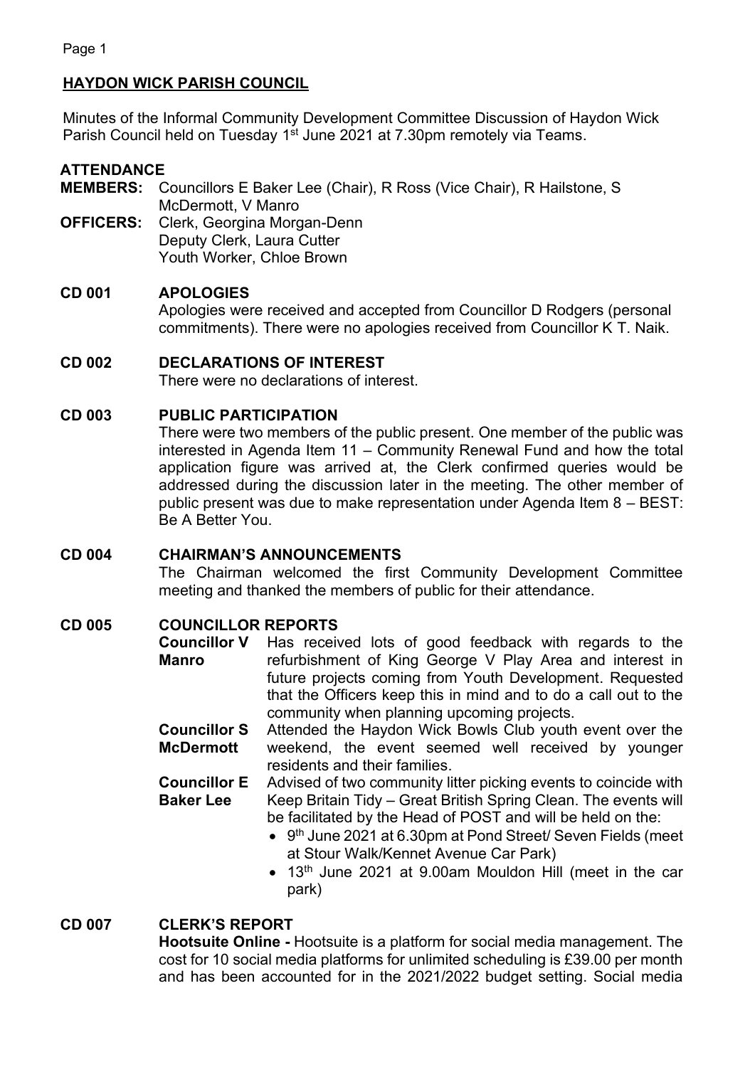## HAYDON WICK PARISH COUNCIL

Minutes of the Informal Community Development Committee Discussion of Haydon Wick Parish Council held on Tuesday 1st June 2021 at 7.30pm remotely via Teams.

### ATTENDANCE

**MEMBERS:** Councillors E Baker Lee (Chair), R Ross (Vice Chair), R Hailstone, S McDermott, V Manro

**OFFICERS:** Clerk, Georgina Morgan-Denn
Deputy Clerk, Laura Cutter
Youth Worker, Chloe Brown

### CD 001 APOLOGIES

Apologies were received and accepted from Councillor D Rodgers (personal commitments). There were no apologies received from Councillor K T. Naik.

### CD 002 DECLARATIONS OF INTEREST

There were no declarations of interest.

### CD 003 PUBLIC PARTICIPATION

There were two members of the public present. One member of the public was interested in Agenda Item 11 – Community Renewal Fund and how the total application figure was arrived at, the Clerk confirmed queries would be addressed during the discussion later in the meeting. The other member of public present was due to make representation under Agenda Item 8 – BEST: Be A Better You.

### CD 004 CHAIRMAN'S ANNOUNCEMENTS

The Chairman welcomed the first Community Development Committee meeting and thanked the members of public for their attendance.

### CD 005 COUNCILLOR REPORTS

| | |
|---|---|
| **Councillor V Manro** | Has received lots of good feedback with regards to the refurbishment of King George V Play Area and interest in future projects coming from Youth Development. Requested that the Officers keep this in mind and to do a call out to the community when planning upcoming projects. |
| **Councillor S McDermott** | Attended the Haydon Wick Bowls Club youth event over the weekend, the event seemed well received by younger residents and their families. |
| **Councillor E Baker Lee** | Advised of two community litter picking events to coincide with Keep Britain Tidy – Great British Spring Clean. The events will be facilitated by the Head of POST and will be held on the:<br>• 9th June 2021 at 6.30pm at Pond Street/ Seven Fields (meet at Stour Walk/Kennet Avenue Car Park)<br>• 13th June 2021 at 9.00am Mouldon Hill (meet in the car park) |

### CD 007 CLERK'S REPORT

**Hootsuite Online -** Hootsuite is a platform for social media management. The cost for 10 social media platforms for unlimited scheduling is £39.00 per month and has been accounted for in the 2021/2022 budget setting. Social media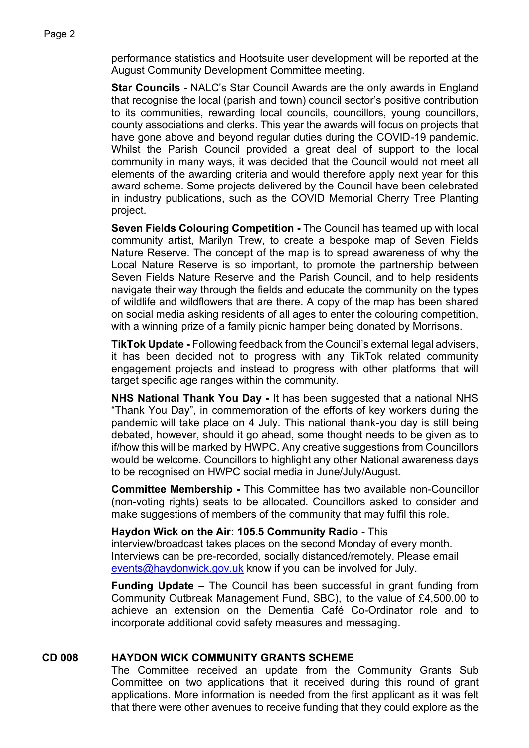performance statistics and Hootsuite user development will be reported at the August Community Development Committee meeting.

**Star Councils -** NALC's Star Council Awards are the only awards in England that recognise the local (parish and town) council sector's positive contribution to its communities, rewarding local councils, councillors, young councillors, county associations and clerks. This year the awards will focus on projects that have gone above and beyond regular duties during the COVID-19 pandemic. Whilst the Parish Council provided a great deal of support to the local community in many ways, it was decided that the Council would not meet all elements of the awarding criteria and would therefore apply next year for this award scheme. Some projects delivered by the Council have been celebrated in industry publications, such as the COVID Memorial Cherry Tree Planting project.

**Seven Fields Colouring Competition -** The Council has teamed up with local community artist, Marilyn Trew, to create a bespoke map of Seven Fields Nature Reserve. The concept of the map is to spread awareness of why the Local Nature Reserve is so important, to promote the partnership between Seven Fields Nature Reserve and the Parish Council, and to help residents navigate their way through the fields and educate the community on the types of wildlife and wildflowers that are there. A copy of the map has been shared on social media asking residents of all ages to enter the colouring competition, with a winning prize of a family picnic hamper being donated by Morrisons.

**TikTok Update -** Following feedback from the Council's external legal advisers, it has been decided not to progress with any TikTok related community engagement projects and instead to progress with other platforms that will target specific age ranges within the community.

**NHS National Thank You Day -** It has been suggested that a national NHS "Thank You Day", in commemoration of the efforts of key workers during the pandemic will take place on 4 July. This national thank-you day is still being debated, however, should it go ahead, some thought needs to be given as to if/how this will be marked by HWPC. Any creative suggestions from Councillors would be welcome. Councillors to highlight any other National awareness days to be recognised on HWPC social media in June/July/August.

**Committee Membership -** This Committee has two available non-Councillor (non-voting rights) seats to be allocated. Councillors asked to consider and make suggestions of members of the community that may fulfil this role.

**Haydon Wick on the Air: 105.5 Community Radio -** This interview/broadcast takes places on the second Monday of every month. Interviews can be pre-recorded, socially distanced/remotely. Please email events@haydonwick.gov.uk know if you can be involved for July.

**Funding Update –** The Council has been successful in grant funding from Community Outbreak Management Fund, SBC), to the value of £4,500.00 to achieve an extension on the Dementia Café Co-Ordinator role and to incorporate additional covid safety measures and messaging.

**CD 008 HAYDON WICK COMMUNITY GRANTS SCHEME**

The Committee received an update from the Community Grants Sub Committee on two applications that it received during this round of grant applications. More information is needed from the first applicant as it was felt that there were other avenues to receive funding that they could explore as the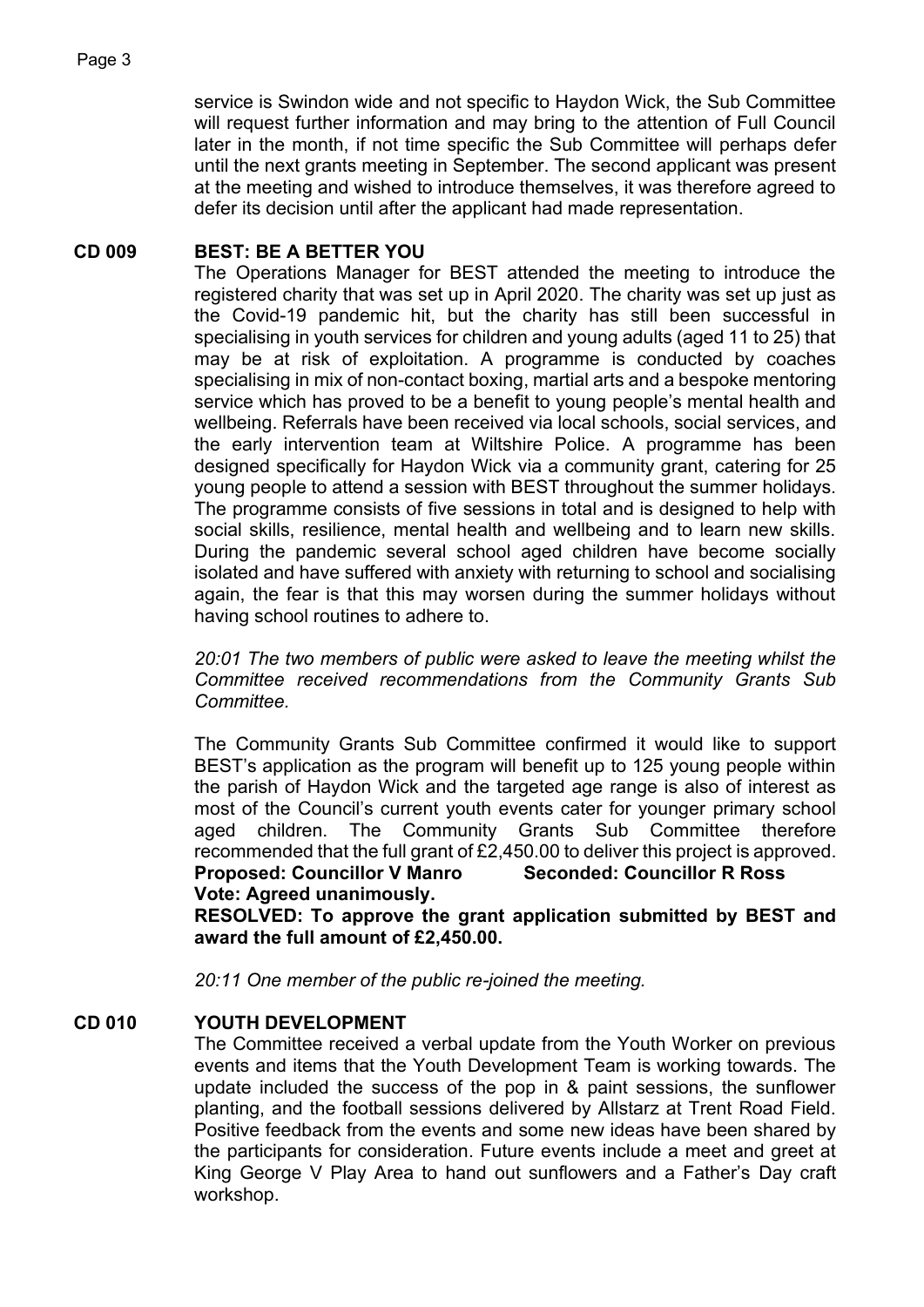service is Swindon wide and not specific to Haydon Wick, the Sub Committee will request further information and may bring to the attention of Full Council later in the month, if not time specific the Sub Committee will perhaps defer until the next grants meeting in September. The second applicant was present at the meeting and wished to introduce themselves, it was therefore agreed to defer its decision until after the applicant had made representation.

## CD 009 BEST: BE A BETTER YOU

The Operations Manager for BEST attended the meeting to introduce the registered charity that was set up in April 2020. The charity was set up just as the Covid-19 pandemic hit, but the charity has still been successful in specialising in youth services for children and young adults (aged 11 to 25) that may be at risk of exploitation. A programme is conducted by coaches specialising in mix of non-contact boxing, martial arts and a bespoke mentoring service which has proved to be a benefit to young people's mental health and wellbeing. Referrals have been received via local schools, social services, and the early intervention team at Wiltshire Police. A programme has been designed specifically for Haydon Wick via a community grant, catering for 25 young people to attend a session with BEST throughout the summer holidays. The programme consists of five sessions in total and is designed to help with social skills, resilience, mental health and wellbeing and to learn new skills. During the pandemic several school aged children have become socially isolated and have suffered with anxiety with returning to school and socialising again, the fear is that this may worsen during the summer holidays without having school routines to adhere to.

*20:01 The two members of public were asked to leave the meeting whilst the Committee received recommendations from the Community Grants Sub Committee.*

The Community Grants Sub Committee confirmed it would like to support BEST's application as the program will benefit up to 125 young people within the parish of Haydon Wick and the targeted age range is also of interest as most of the Council's current youth events cater for younger primary school aged children. The Community Grants Sub Committee therefore recommended that the full grant of £2,450.00 to deliver this project is approved.

**Proposed: Councillor V Manro Seconded: Councillor R Ross**
**Vote: Agreed unanimously.**

**RESOLVED: To approve the grant application submitted by BEST and award the full amount of £2,450.00.**

*20:11 One member of the public re-joined the meeting.*

## CD 010 YOUTH DEVELOPMENT

The Committee received a verbal update from the Youth Worker on previous events and items that the Youth Development Team is working towards. The update included the success of the pop in & paint sessions, the sunflower planting, and the football sessions delivered by Allstarz at Trent Road Field. Positive feedback from the events and some new ideas have been shared by the participants for consideration. Future events include a meet and greet at King George V Play Area to hand out sunflowers and a Father's Day craft workshop.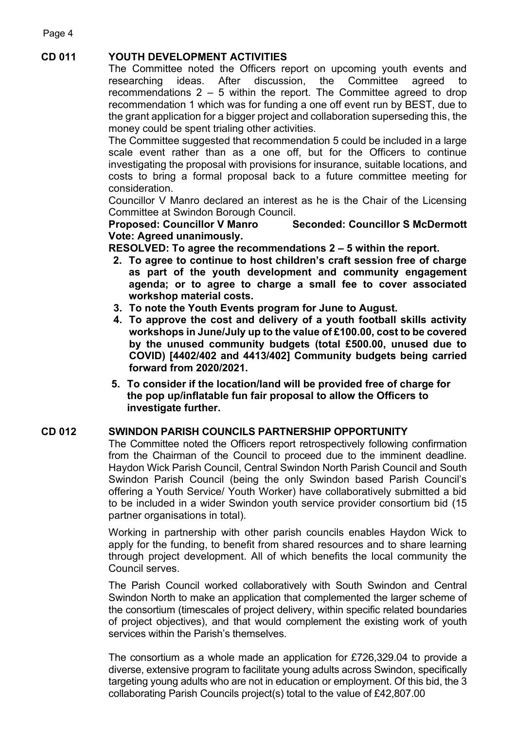## CD 011 YOUTH DEVELOPMENT ACTIVITIES

The Committee noted the Officers report on upcoming youth events and researching ideas. After discussion, the Committee agreed to recommendations 2 – 5 within the report. The Committee agreed to drop recommendation 1 which was for funding a one off event run by BEST, due to the grant application for a bigger project and collaboration superseding this, the money could be spent trialing other activities.

The Committee suggested that recommendation 5 could be included in a large scale event rather than as a one off, but for the Officers to continue investigating the proposal with provisions for insurance, suitable locations, and costs to bring a formal proposal back to a future committee meeting for consideration.

Councillor V Manro declared an interest as he is the Chair of the Licensing Committee at Swindon Borough Council.

**Proposed: Councillor V Manro Seconded: Councillor S McDermott**
**Vote: Agreed unanimously.**

**RESOLVED: To agree the recommendations 2 – 5 within the report.**

2. **To agree to continue to host children's craft session free of charge as part of the youth development and community engagement agenda; or to agree to charge a small fee to cover associated workshop material costs.**
3. **To note the Youth Events program for June to August.**
4. **To approve the cost and delivery of a youth football skills activity workshops in June/July up to the value of £100.00, cost to be covered by the unused community budgets (total £500.00, unused due to COVID) [4402/402 and 4413/402] Community budgets being carried forward from 2020/2021.**
5. **To consider if the location/land will be provided free of charge for the pop up/inflatable fun fair proposal to allow the Officers to investigate further.**

## CD 012 SWINDON PARISH COUNCILS PARTNERSHIP OPPORTUNITY

The Committee noted the Officers report retrospectively following confirmation from the Chairman of the Council to proceed due to the imminent deadline. Haydon Wick Parish Council, Central Swindon North Parish Council and South Swindon Parish Council (being the only Swindon based Parish Council's offering a Youth Service/ Youth Worker) have collaboratively submitted a bid to be included in a wider Swindon youth service provider consortium bid (15 partner organisations in total).

Working in partnership with other parish councils enables Haydon Wick to apply for the funding, to benefit from shared resources and to share learning through project development. All of which benefits the local community the Council serves.

The Parish Council worked collaboratively with South Swindon and Central Swindon North to make an application that complemented the larger scheme of the consortium (timescales of project delivery, within specific related boundaries of project objectives), and that would complement the existing work of youth services within the Parish's themselves.

The consortium as a whole made an application for £726,329.04 to provide a diverse, extensive program to facilitate young adults across Swindon, specifically targeting young adults who are not in education or employment. Of this bid, the 3 collaborating Parish Councils project(s) total to the value of £42,807.00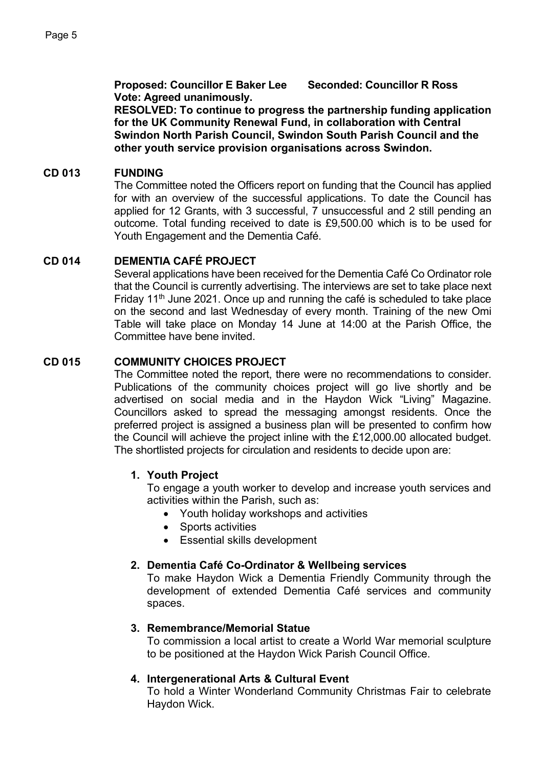**Proposed: Councillor E Baker Lee Seconded: Councillor R Ross**
**Vote: Agreed unanimously.**
**RESOLVED: To continue to progress the partnership funding application for the UK Community Renewal Fund, in collaboration with Central Swindon North Parish Council, Swindon South Parish Council and the other youth service provision organisations across Swindon.**

## CD 013 FUNDING

The Committee noted the Officers report on funding that the Council has applied for with an overview of the successful applications. To date the Council has applied for 12 Grants, with 3 successful, 7 unsuccessful and 2 still pending an outcome. Total funding received to date is £9,500.00 which is to be used for Youth Engagement and the Dementia Café.

## CD 014 DEMENTIA CAFÉ PROJECT

Several applications have been received for the Dementia Café Co Ordinator role that the Council is currently advertising. The interviews are set to take place next Friday 11th June 2021. Once up and running the café is scheduled to take place on the second and last Wednesday of every month. Training of the new Omi Table will take place on Monday 14 June at 14:00 at the Parish Office, the Committee have bene invited.

## CD 015 COMMUNITY CHOICES PROJECT

The Committee noted the report, there were no recommendations to consider. Publications of the community choices project will go live shortly and be advertised on social media and in the Haydon Wick "Living" Magazine. Councillors asked to spread the messaging amongst residents. Once the preferred project is assigned a business plan will be presented to confirm how the Council will achieve the project inline with the £12,000.00 allocated budget. The shortlisted projects for circulation and residents to decide upon are:

1. **Youth Project**
   To engage a youth worker to develop and increase youth services and activities within the Parish, such as:
   - Youth holiday workshops and activities
   - Sports activities
   - Essential skills development

2. **Dementia Café Co-Ordinator & Wellbeing services**
   To make Haydon Wick a Dementia Friendly Community through the development of extended Dementia Café services and community spaces.

3. **Remembrance/Memorial Statue**
   To commission a local artist to create a World War memorial sculpture to be positioned at the Haydon Wick Parish Council Office.

4. **Intergenerational Arts & Cultural Event**
   To hold a Winter Wonderland Community Christmas Fair to celebrate Haydon Wick.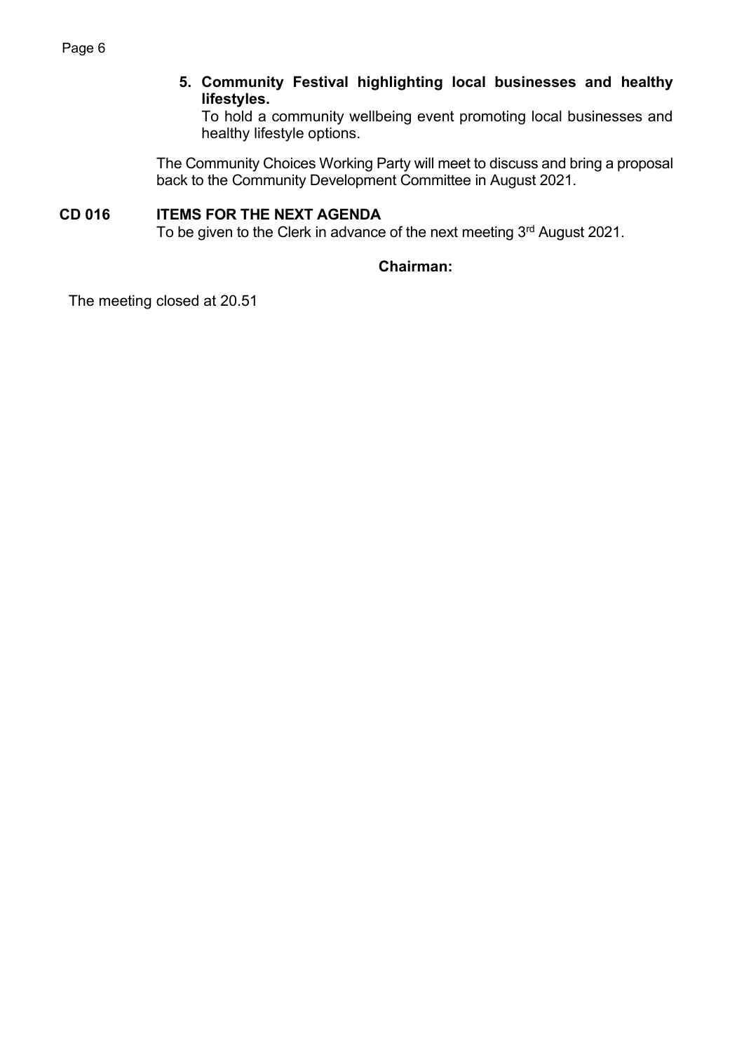5. **Community Festival highlighting local businesses and healthy lifestyles.**
   To hold a community wellbeing event promoting local businesses and healthy lifestyle options.

The Community Choices Working Party will meet to discuss and bring a proposal back to the Community Development Committee in August 2021.

**CD 016 ITEMS FOR THE NEXT AGENDA**

To be given to the Clerk in advance of the next meeting 3rd August 2021.

**Chairman:**

The meeting closed at 20.51